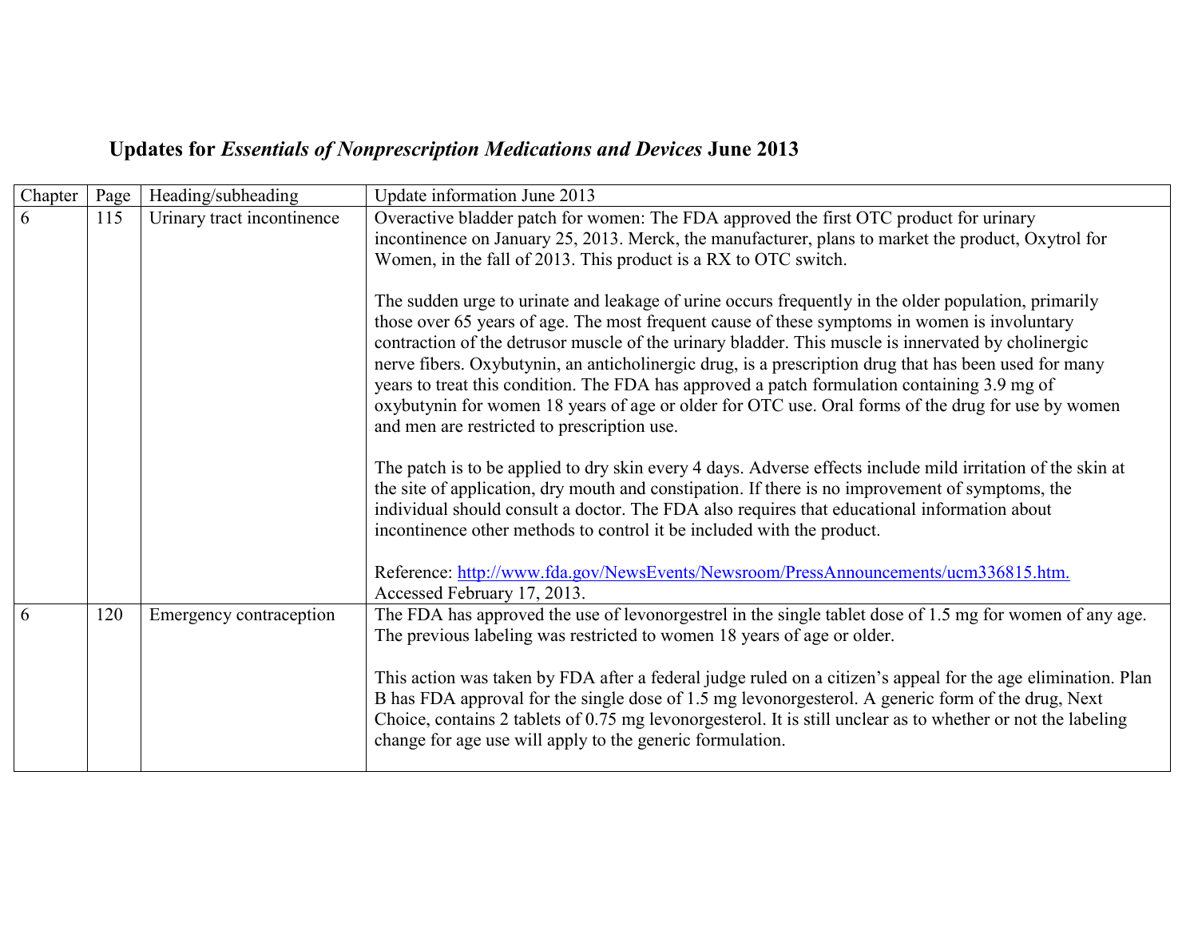# Updates for *Essentials of Nonprescription Medications and Devices* June 2013

| Chapter | Page | Heading/subheading | Update information June 2013 |
|---|---|---|---|
| 6 | 115 | Urinary tract incontinence | Overactive bladder patch for women: The FDA approved the first OTC product for urinary incontinence on January 25, 2013. Merck, the manufacturer, plans to market the product, Oxytrol for Women, in the fall of 2013. This product is a RX to OTC switch.<br><br>The sudden urge to urinate and leakage of urine occurs frequently in the older population, primarily those over 65 years of age. The most frequent cause of these symptoms in women is involuntary contraction of the detrusor muscle of the urinary bladder. This muscle is innervated by cholinergic nerve fibers. Oxybutynin, an anticholinergic drug, is a prescription drug that has been used for many years to treat this condition. The FDA has approved a patch formulation containing 3.9 mg of oxybutynin for women 18 years of age or older for OTC use. Oral forms of the drug for use by women and men are restricted to prescription use.<br><br>The patch is to be applied to dry skin every 4 days. Adverse effects include mild irritation of the skin at the site of application, dry mouth and constipation. If there is no improvement of symptoms, the individual should consult a doctor. The FDA also requires that educational information about incontinence other methods to control it be included with the product.<br><br>Reference: [http://www.fda.gov/NewsEvents/Newsroom/PressAnnouncements/ucm336815.htm.](http://www.fda.gov/NewsEvents/Newsroom/PressAnnouncements/ucm336815.htm) Accessed February 17, 2013. |
| 6 | 120 | Emergency contraception | The FDA has approved the use of levonorgestrel in the single tablet dose of 1.5 mg for women of any age. The previous labeling was restricted to women 18 years of age or older.<br><br>This action was taken by FDA after a federal judge ruled on a citizen's appeal for the age elimination. Plan B has FDA approval for the single dose of 1.5 mg levonorgesterol. A generic form of the drug, Next Choice, contains 2 tablets of 0.75 mg levonorgesterol. It is still unclear as to whether or not the labeling change for age use will apply to the generic formulation. |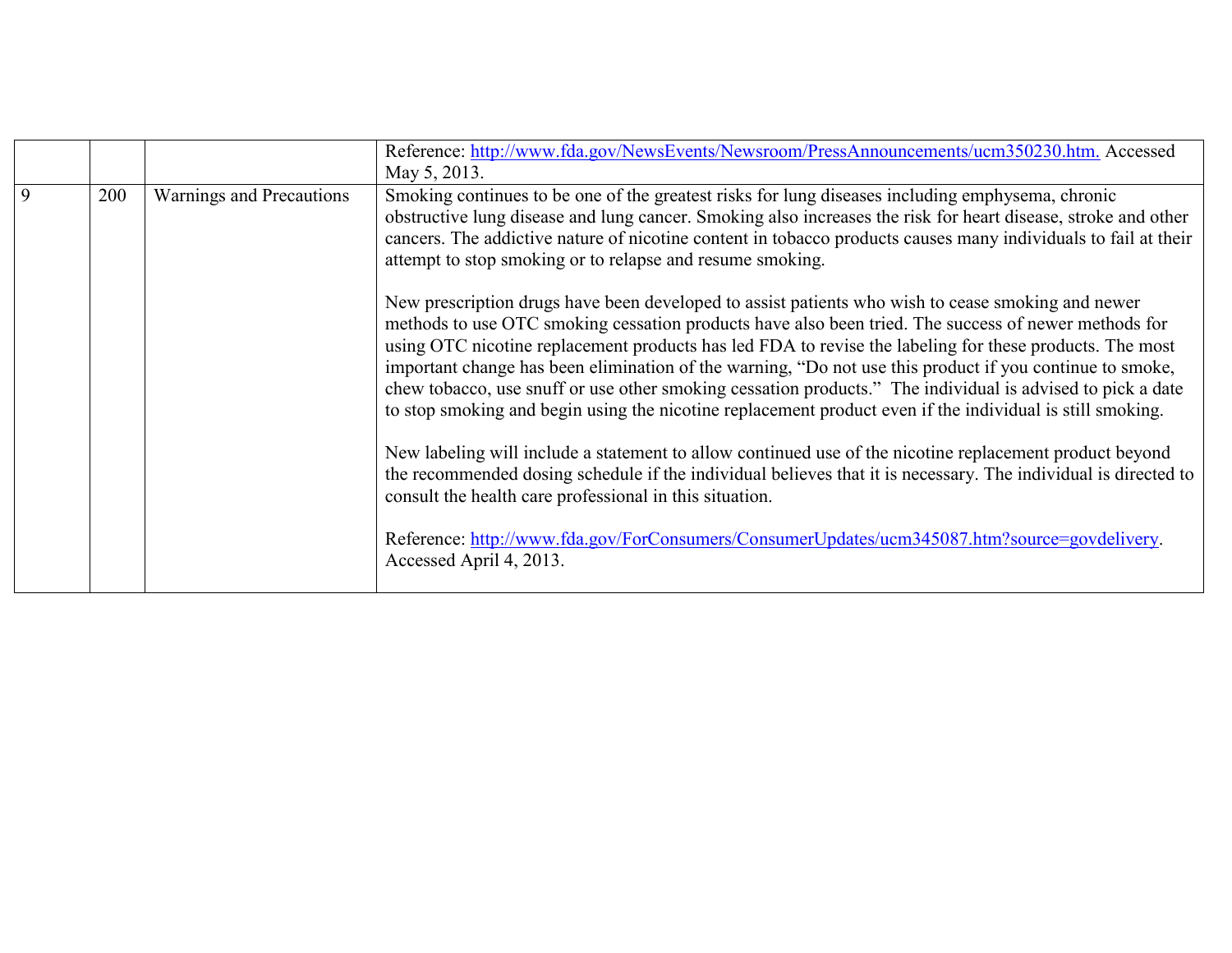| | | | |
|---|---|---|---|
| | | | Reference: http://www.fda.gov/NewsEvents/Newsroom/PressAnnouncements/ucm350230.htm. Accessed May 5, 2013. |
| 9 | 200 | Warnings and Precautions | Smoking continues to be one of the greatest risks for lung diseases including emphysema, chronic obstructive lung disease and lung cancer. Smoking also increases the risk for heart disease, stroke and other cancers. The addictive nature of nicotine content in tobacco products causes many individuals to fail at their attempt to stop smoking or to relapse and resume smoking.<br><br>New prescription drugs have been developed to assist patients who wish to cease smoking and newer methods to use OTC smoking cessation products have also been tried. The success of newer methods for using OTC nicotine replacement products has led FDA to revise the labeling for these products. The most important change has been elimination of the warning, "Do not use this product if you continue to smoke, chew tobacco, use snuff or use other smoking cessation products." The individual is advised to pick a date to stop smoking and begin using the nicotine replacement product even if the individual is still smoking.<br><br>New labeling will include a statement to allow continued use of the nicotine replacement product beyond the recommended dosing schedule if the individual believes that it is necessary. The individual is directed to consult the health care professional in this situation.<br><br>Reference: http://www.fda.gov/ForConsumers/ConsumerUpdates/ucm345087.htm?source=govdelivery. Accessed April 4, 2013. |